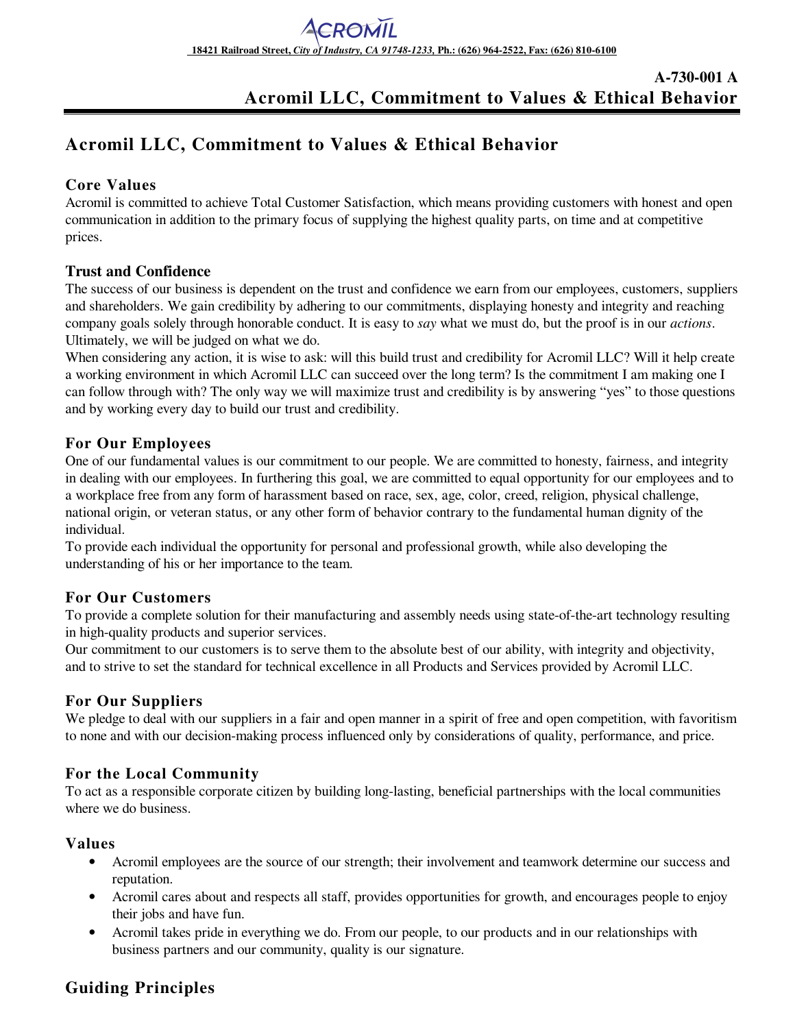# Acromil LLC, Commitment to Values & Ethical Behavior

## Core Values

Acromil is committed to achieve Total Customer Satisfaction, which means providing customers with honest and open communication in addition to the primary focus of supplying the highest quality parts, on time and at competitive prices.

## Trust and Confidence

The success of our business is dependent on the trust and confidence we earn from our employees, customers, suppliers and shareholders. We gain credibility by adhering to our commitments, displaying honesty and integrity and reaching company goals solely through honorable conduct. It is easy to *say* what we must do, but the proof is in our *actions*. Ultimately, we will be judged on what we do.

When considering any action, it is wise to ask: will this build trust and credibility for Acromil LLC? Will it help create a working environment in which Acromil LLC can succeed over the long term? Is the commitment I am making one I can follow through with? The only way we will maximize trust and credibility is by answering "yes" to those questions and by working every day to build our trust and credibility.

## For Our Employees

One of our fundamental values is our commitment to our people. We are committed to honesty, fairness, and integrity in dealing with our employees. In furthering this goal, we are committed to equal opportunity for our employees and to a workplace free from any form of harassment based on race, sex, age, color, creed, religion, physical challenge, national origin, or veteran status, or any other form of behavior contrary to the fundamental human dignity of the individual.

To provide each individual the opportunity for personal and professional growth, while also developing the understanding of his or her importance to the team.

## For Our Customers

To provide a complete solution for their manufacturing and assembly needs using state-of-the-art technology resulting in high-quality products and superior services.

Our commitment to our customers is to serve them to the absolute best of our ability, with integrity and objectivity, and to strive to set the standard for technical excellence in all Products and Services provided by Acromil LLC.

## For Our Suppliers

We pledge to deal with our suppliers in a fair and open manner in a spirit of free and open competition, with favoritism to none and with our decision-making process influenced only by considerations of quality, performance, and price.

## For the Local Community

To act as a responsible corporate citizen by building long-lasting, beneficial partnerships with the local communities where we do business.

## Values

- Acromil employees are the source of our strength; their involvement and teamwork determine our success and reputation.
- Acromil cares about and respects all staff, provides opportunities for growth, and encourages people to enjoy their jobs and have fun.
- Acromil takes pride in everything we do. From our people, to our products and in our relationships with business partners and our community, quality is our signature.

# Guiding Principles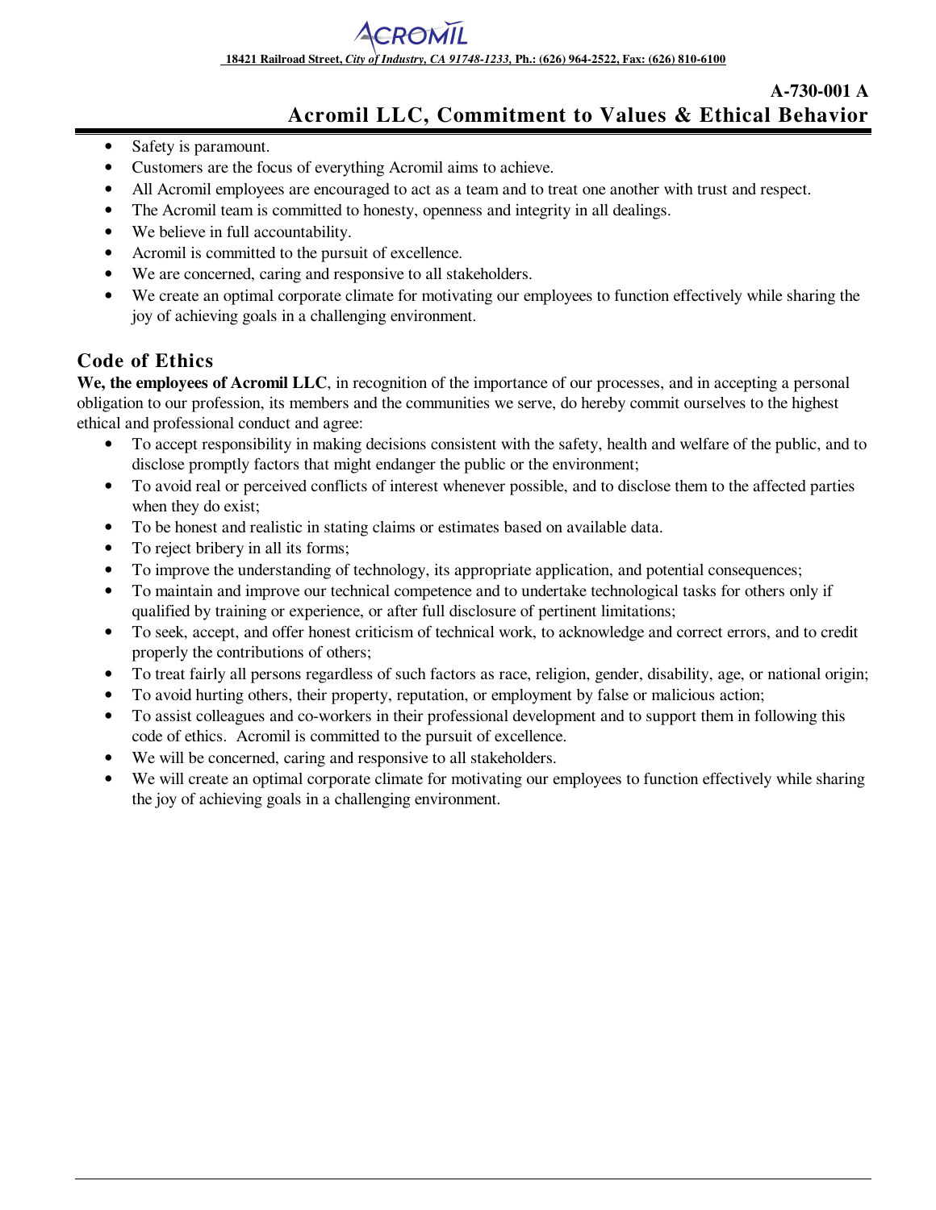# A-730-001 A

# Acromil LLC, Commitment to Values & Ethical Behavior

- Safety is paramount.
- Customers are the focus of everything Acromil aims to achieve.
- All Acromil employees are encouraged to act as a team and to treat one another with trust and respect.
- The Acromil team is committed to honesty, openness and integrity in all dealings.
- We believe in full accountability.
- Acromil is committed to the pursuit of excellence.
- We are concerned, caring and responsive to all stakeholders.
- We create an optimal corporate climate for motivating our employees to function effectively while sharing the joy of achieving goals in a challenging environment.

## Code of Ethics

**We, the employees of Acromil LLC**, in recognition of the importance of our processes, and in accepting a personal obligation to our profession, its members and the communities we serve, do hereby commit ourselves to the highest ethical and professional conduct and agree:

- To accept responsibility in making decisions consistent with the safety, health and welfare of the public, and to disclose promptly factors that might endanger the public or the environment;
- To avoid real or perceived conflicts of interest whenever possible, and to disclose them to the affected parties when they do exist;
- To be honest and realistic in stating claims or estimates based on available data.
- To reject bribery in all its forms;
- To improve the understanding of technology, its appropriate application, and potential consequences;
- To maintain and improve our technical competence and to undertake technological tasks for others only if qualified by training or experience, or after full disclosure of pertinent limitations;
- To seek, accept, and offer honest criticism of technical work, to acknowledge and correct errors, and to credit properly the contributions of others;
- To treat fairly all persons regardless of such factors as race, religion, gender, disability, age, or national origin;
- To avoid hurting others, their property, reputation, or employment by false or malicious action;
- To assist colleagues and co-workers in their professional development and to support them in following this code of ethics. Acromil is committed to the pursuit of excellence.
- We will be concerned, caring and responsive to all stakeholders.
- We will create an optimal corporate climate for motivating our employees to function effectively while sharing the joy of achieving goals in a challenging environment.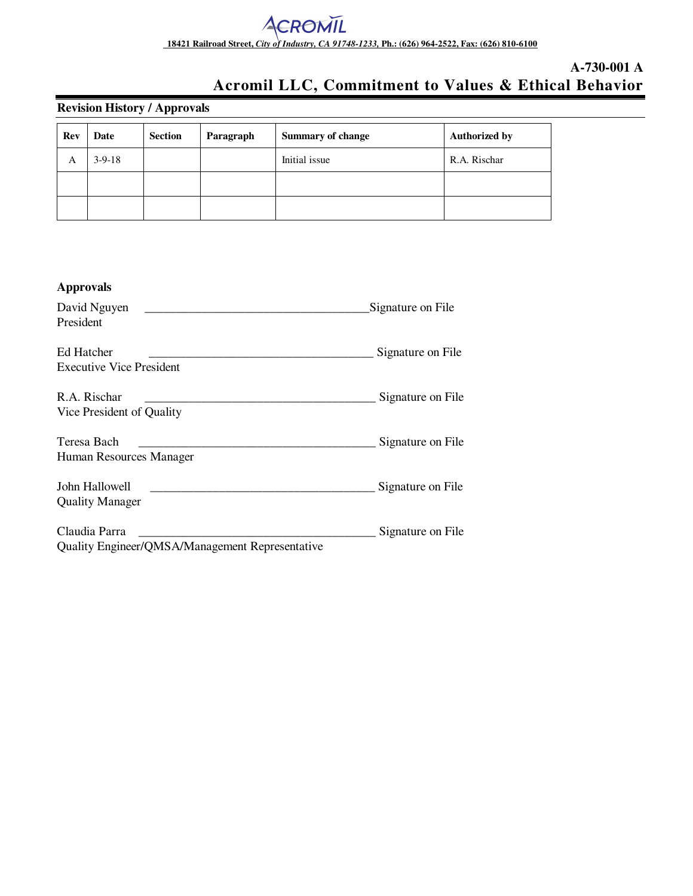18421 Railroad Street, *City of Industry, CA 91748-1233*, Ph.: (626) 964-2522, Fax: (626) 810-6100

# A-730-001 A
# Acromil LLC, Commitment to Values & Ethical Behavior

## Revision History / Approvals

| Rev | Date | Section | Paragraph | Summary of change | Authorized by |
|---|---|---|---|---|---|
| A | 3-9-18 | | | Initial issue | R.A. Rischar |
| | | | | | |
| | | | | | |

### Approvals

David Nguyen ______________________________________Signature on File
President

Ed Hatcher ______________________________________ Signature on File
Executive Vice President

R.A. Rischar ______________________________________ Signature on File
Vice President of Quality

Teresa Bach ______________________________________ Signature on File
Human Resources Manager

John Hallowell ______________________________________ Signature on File
Quality Manager

Claudia Parra ______________________________________ Signature on File
Quality Engineer/QMSA/Management Representative